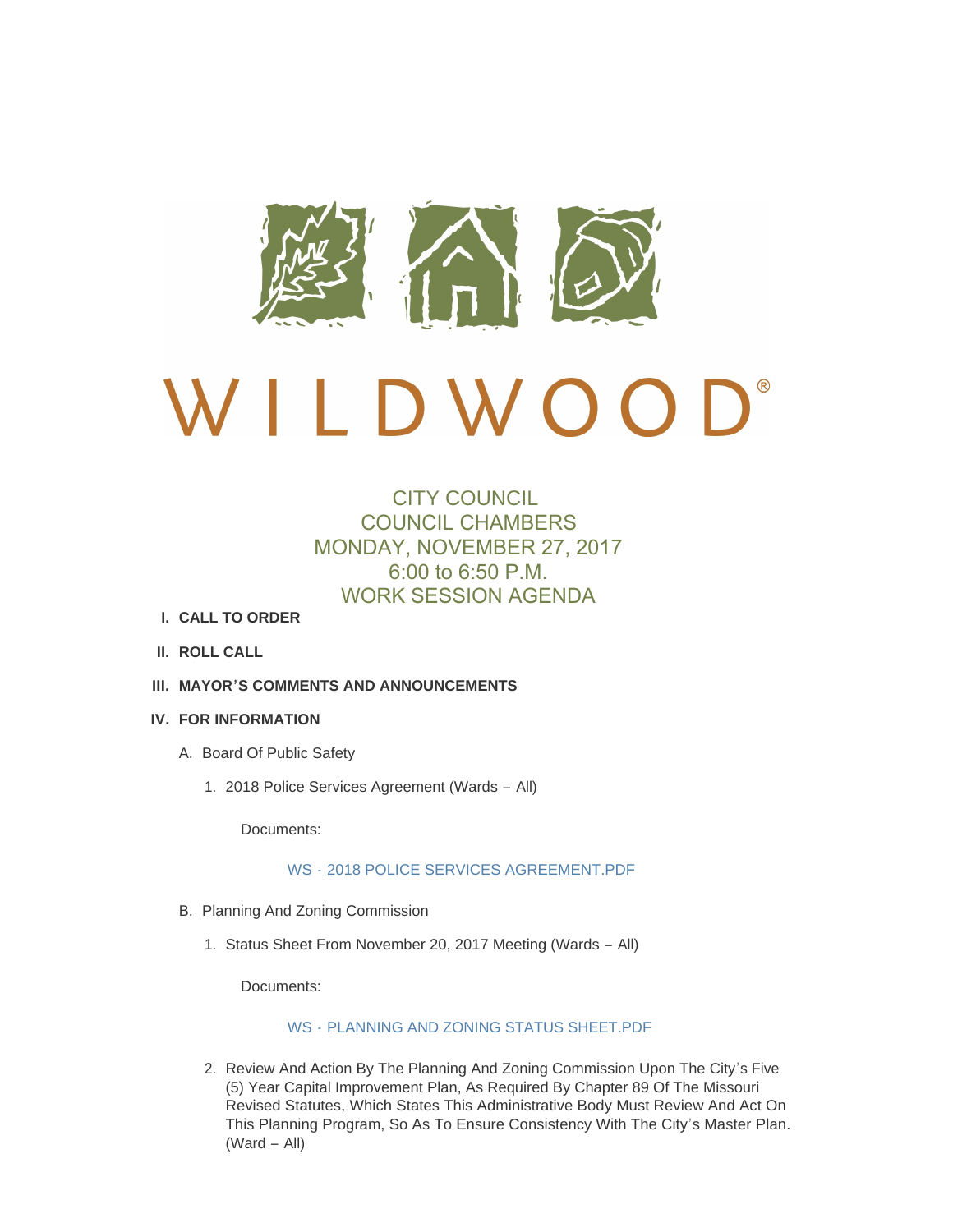# WILDWOOD®

## CITY COUNCIL
## COUNCIL CHAMBERS
## MONDAY, NOVEMBER 27, 2017
## 6:00 to 6:50 P.M.
## WORK SESSION AGENDA

**I. CALL TO ORDER**

**II. ROLL CALL**

**III. MAYOR'S COMMENTS AND ANNOUNCEMENTS**

**IV. FOR INFORMATION**

A. Board Of Public Safety

1. 2018 Police Services Agreement (Wards – All)

   Documents:

   WS - 2018 POLICE SERVICES AGREEMENT.PDF

B. Planning And Zoning Commission

1. Status Sheet From November 20, 2017 Meeting (Wards – All)

   Documents:

   WS - PLANNING AND ZONING STATUS SHEET.PDF

2. Review And Action By The Planning And Zoning Commission Upon The City's Five (5) Year Capital Improvement Plan, As Required By Chapter 89 Of The Missouri Revised Statutes, Which States This Administrative Body Must Review And Act On This Planning Program, So As To Ensure Consistency With The City's Master Plan. (Ward – All)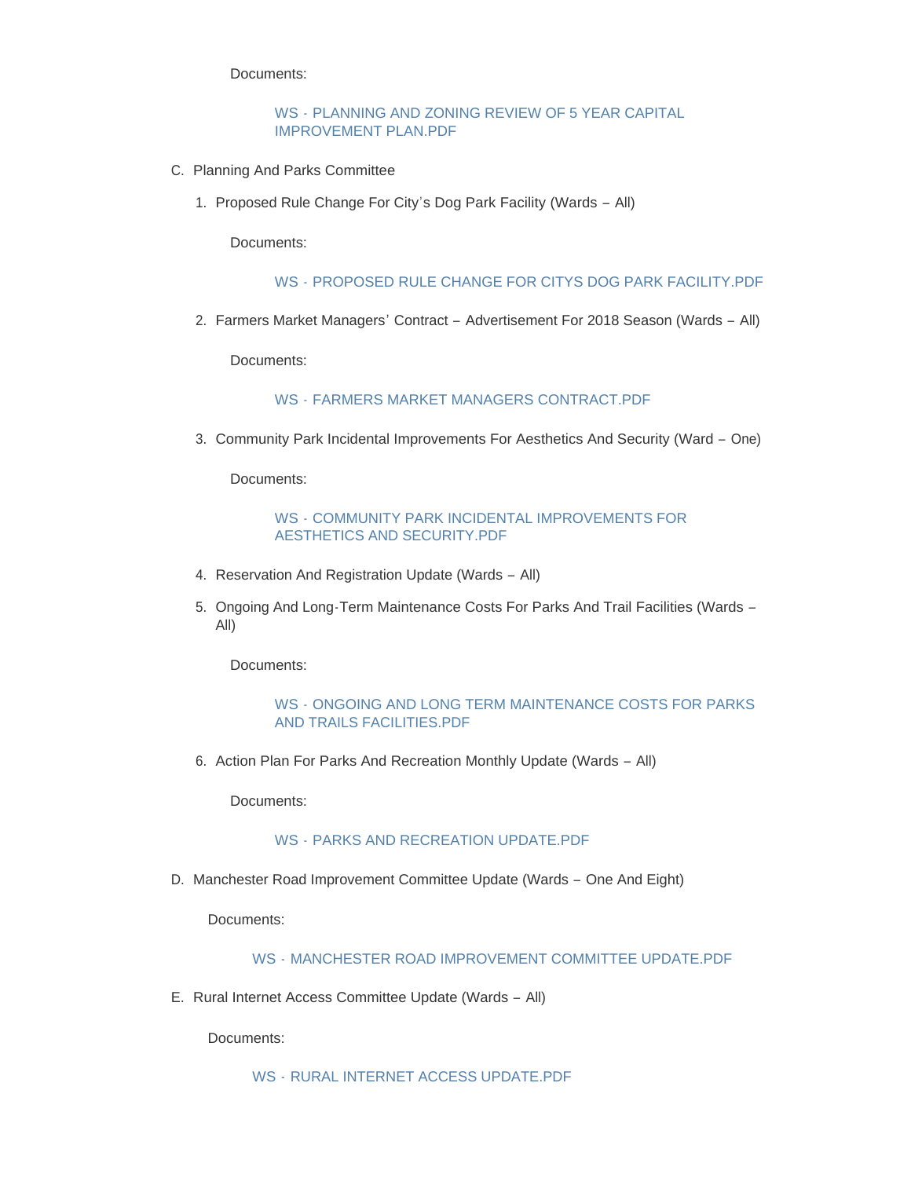Documents:

WS - PLANNING AND ZONING REVIEW OF 5 YEAR CAPITAL IMPROVEMENT PLAN.PDF

C. Planning And Parks Committee

   1. Proposed Rule Change For City's Dog Park Facility (Wards – All)

      Documents:

      WS - PROPOSED RULE CHANGE FOR CITYS DOG PARK FACILITY.PDF

   2. Farmers Market Managers' Contract – Advertisement For 2018 Season (Wards – All)

      Documents:

      WS - FARMERS MARKET MANAGERS CONTRACT.PDF

   3. Community Park Incidental Improvements For Aesthetics And Security (Ward – One)

      Documents:

      WS - COMMUNITY PARK INCIDENTAL IMPROVEMENTS FOR AESTHETICS AND SECURITY.PDF

   4. Reservation And Registration Update (Wards – All)

   5. Ongoing And Long-Term Maintenance Costs For Parks And Trail Facilities (Wards – All)

      Documents:

      WS - ONGOING AND LONG TERM MAINTENANCE COSTS FOR PARKS AND TRAILS FACILITIES.PDF

   6. Action Plan For Parks And Recreation Monthly Update (Wards – All)

      Documents:

      WS - PARKS AND RECREATION UPDATE.PDF

D. Manchester Road Improvement Committee Update (Wards – One And Eight)

   Documents:

   WS - MANCHESTER ROAD IMPROVEMENT COMMITTEE UPDATE.PDF

E. Rural Internet Access Committee Update (Wards – All)

   Documents:

   WS - RURAL INTERNET ACCESS UPDATE.PDF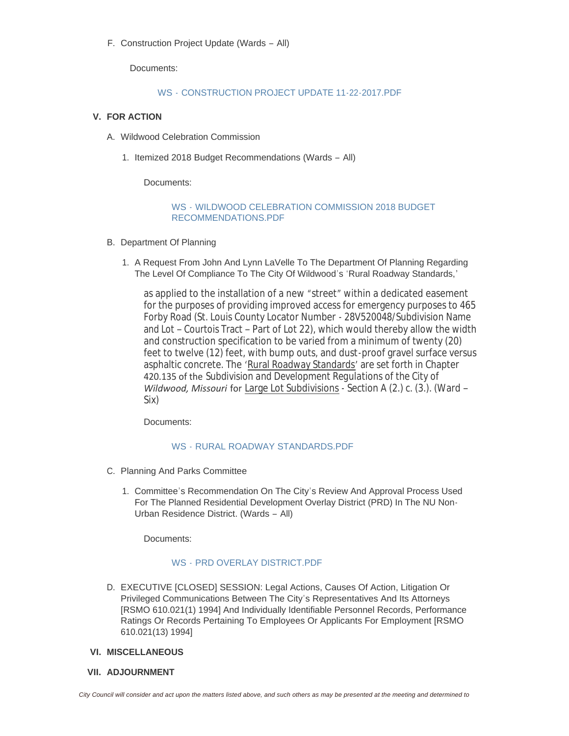F. Construction Project Update (Wards – All)

Documents:

WS - CONSTRUCTION PROJECT UPDATE 11-22-2017.PDF

## V. FOR ACTION

A. Wildwood Celebration Commission

1. Itemized 2018 Budget Recommendations (Wards – All)

Documents:

WS - WILDWOOD CELEBRATION COMMISSION 2018 BUDGET RECOMMENDATIONS.PDF

B. Department Of Planning

1. A Request From John And Lynn LaVelle To The Department Of Planning Regarding The Level Of Compliance To The City Of Wildwood's 'Rural Roadway Standards,'

as applied to the installation of a new "street" within a dedicated easement for the purposes of providing improved access for emergency purposes to 465 Forby Road (St. Louis County Locator Number - 28V520048/Subdivision Name and Lot – Courtois Tract – Part of Lot 22), which would thereby allow the width and construction specification to be varied from a minimum of twenty (20) feet to twelve (12) feet, with bump outs, and dust-proof gravel surface versus asphaltic concrete. The 'Rural Roadway Standards' are set forth in Chapter 420.135 of the Subdivision and Development Regulations of the City of *Wildwood, Missouri* for Large Lot Subdivisions - Section A (2.) c. (3.). (Ward – Six)

Documents:

WS - RURAL ROADWAY STANDARDS.PDF

C. Planning And Parks Committee

1. Committee's Recommendation On The City's Review And Approval Process Used For The Planned Residential Development Overlay District (PRD) In The NU Non-Urban Residence District. (Wards – All)

Documents:

WS - PRD OVERLAY DISTRICT.PDF

D. EXECUTIVE [CLOSED] SESSION: Legal Actions, Causes Of Action, Litigation Or Privileged Communications Between The City's Representatives And Its Attorneys [RSMO 610.021(1) 1994] And Individually Identifiable Personnel Records, Performance Ratings Or Records Pertaining To Employees Or Applicants For Employment [RSMO 610.021(13) 1994]

## VI. MISCELLANEOUS

## VII. ADJOURNMENT

*City Council will consider and act upon the matters listed above, and such others as may be presented at the meeting and determined to*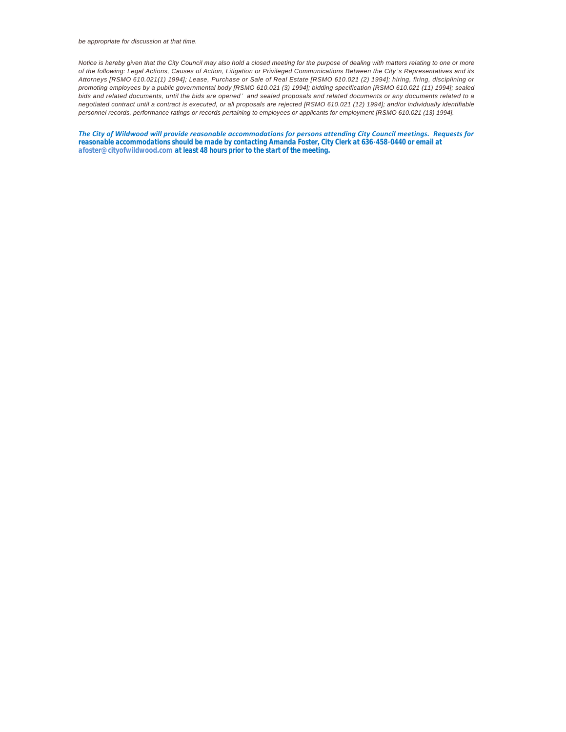*be appropriate for discussion at that time.*

*Notice is hereby given that the City Council may also hold a closed meeting for the purpose of dealing with matters relating to one or more of the following: Legal Actions, Causes of Action, Litigation or Privileged Communications Between the City's Representatives and its Attorneys [RSMO 610.021(1) 1994]; Lease, Purchase or Sale of Real Estate [RSMO 610.021 (2) 1994]; hiring, firing, disciplining or promoting employees by a public governmental body [RSMO 610.021 (3) 1994]; bidding specification [RSMO 610.021 (11) 1994]; sealed bids and related documents, until the bids are opened' and sealed proposals and related documents or any documents related to a negotiated contract until a contract is executed, or all proposals are rejected [RSMO 610.021 (12) 1994]; and/or individually identifiable personnel records, performance ratings or records pertaining to employees or applicants for employment [RSMO 610.021 (13) 1994].*

***The City of Wildwood will provide reasonable accommodations for persons attending City Council meetings. Requests for*** **reasonable accommodations should be made by contacting Amanda Foster, City Clerk at 636-458-0440 or email at afoster@cityofwildwood.com at least 48 hours prior to the start of the meeting.**